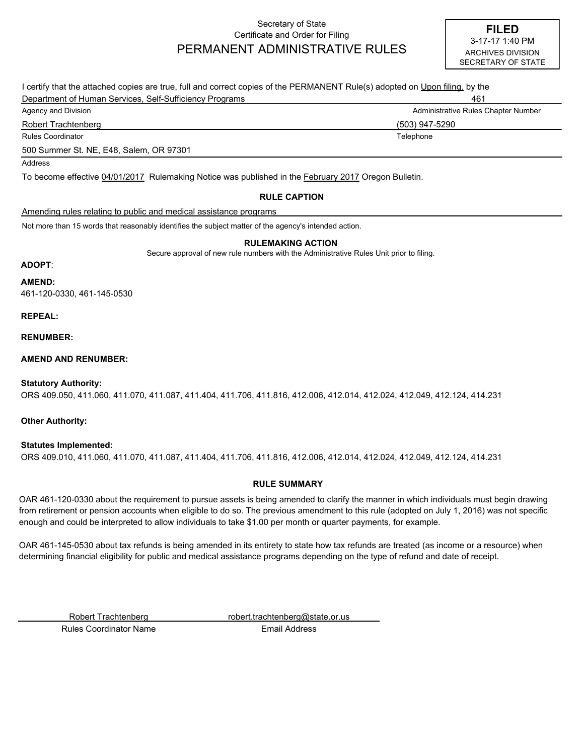Secretary of State
Certificate and Order for Filing

# PERMANENT ADMINISTRATIVE RULES

**FILED**
3-17-17 1:40 PM
ARCHIVES DIVISION
SECRETARY OF STATE

I certify that the attached copies are true, full and correct copies of the PERMANENT Rule(s) adopted on Upon filing. by the

Department of Human Services, Self-Sufficiency Programs — 461
Agency and Division — Administrative Rules Chapter Number

Robert Trachtenberg — (503) 947-5290
Rules Coordinator — Telephone

500 Summer St. NE, E48, Salem, OR 97301
Address

To become effective 04/01/2017 Rulemaking Notice was published in the February 2017 Oregon Bulletin.

### RULE CAPTION

Amending rules relating to public and medical assistance programs

Not more than 15 words that reasonably identifies the subject matter of the agency's intended action.

### RULEMAKING ACTION

Secure approval of new rule numbers with the Administrative Rules Unit prior to filing.

**ADOPT**:

**AMEND:**
461-120-0330, 461-145-0530

**REPEAL:**

**RENUMBER:**

**AMEND AND RENUMBER:**

**Statutory Authority:**
ORS 409.050, 411.060, 411.070, 411.087, 411.404, 411.706, 411.816, 412.006, 412.014, 412.024, 412.049, 412.124, 414.231

**Other Authority:**

**Statutes Implemented:**
ORS 409.010, 411.060, 411.070, 411.087, 411.404, 411.706, 411.816, 412.006, 412.014, 412.024, 412.049, 412.124, 414.231

### RULE SUMMARY

OAR 461-120-0330 about the requirement to pursue assets is being amended to clarify the manner in which individuals must begin drawing from retirement or pension accounts when eligible to do so. The previous amendment to this rule (adopted on July 1, 2016) was not specific enough and could be interpreted to allow individuals to take $1.00 per month or quarter payments, for example.

OAR 461-145-0530 about tax refunds is being amended in its entirety to state how tax refunds are treated (as income or a resource) when determining financial eligibility for public and medical assistance programs depending on the type of refund and date of receipt.

Robert Trachtenberg — robert.trachtenberg@state.or.us
Rules Coordinator Name — Email Address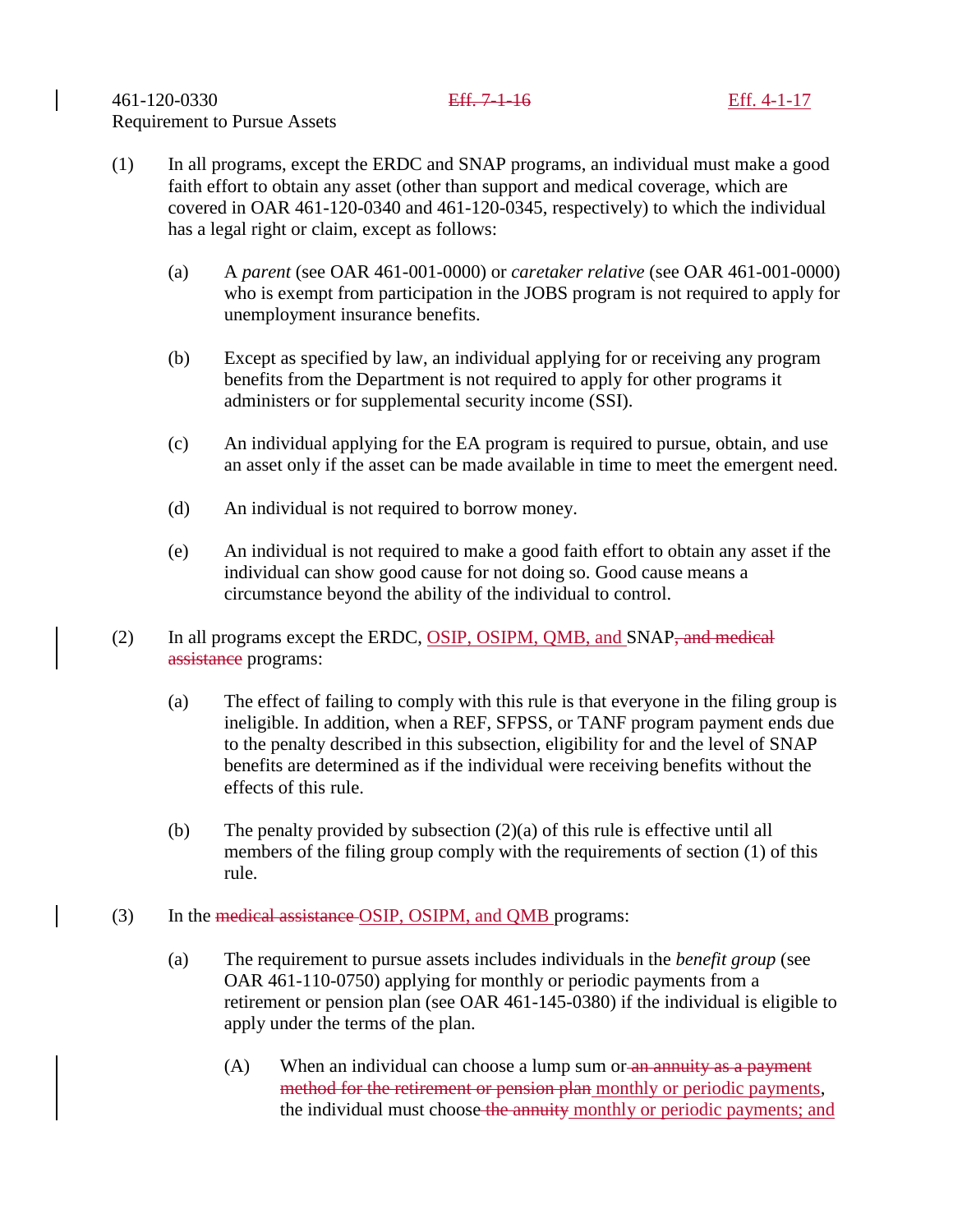461-120-0330 ~~Eff. 7-1-16~~ <u>Eff. 4-1-17</u>

Requirement to Pursue Assets

(1) In all programs, except the ERDC and SNAP programs, an individual must make a good faith effort to obtain any asset (other than support and medical coverage, which are covered in OAR 461-120-0340 and 461-120-0345, respectively) to which the individual has a legal right or claim, except as follows:

- (a) A *parent* (see OAR 461-001-0000) or *caretaker relative* (see OAR 461-001-0000) who is exempt from participation in the JOBS program is not required to apply for unemployment insurance benefits.

- (b) Except as specified by law, an individual applying for or receiving any program benefits from the Department is not required to apply for other programs it administers or for supplemental security income (SSI).

- (c) An individual applying for the EA program is required to pursue, obtain, and use an asset only if the asset can be made available in time to meet the emergent need.

- (d) An individual is not required to borrow money.

- (e) An individual is not required to make a good faith effort to obtain any asset if the individual can show good cause for not doing so. Good cause means a circumstance beyond the ability of the individual to control.

(2) In all programs except the ERDC, <u>OSIP, OSIPM, QMB, and</u> SNAP~~, and medical assistance~~ programs:

- (a) The effect of failing to comply with this rule is that everyone in the filing group is ineligible. In addition, when a REF, SFPSS, or TANF program payment ends due to the penalty described in this subsection, eligibility for and the level of SNAP benefits are determined as if the individual were receiving benefits without the effects of this rule.

- (b) The penalty provided by subsection (2)(a) of this rule is effective until all members of the filing group comply with the requirements of section (1) of this rule.

(3) In the ~~medical assistance~~ <u>OSIP, OSIPM, and QMB</u> programs:

- (a) The requirement to pursue assets includes individuals in the *benefit group* (see OAR 461-110-0750) applying for monthly or periodic payments from a retirement or pension plan (see OAR 461-145-0380) if the individual is eligible to apply under the terms of the plan.

  - (A) When an individual can choose a lump sum or ~~an annuity as a payment method for the retirement or pension plan~~ <u>monthly or periodic payments</u>, the individual must choose ~~the annuity~~ <u>monthly or periodic payments; and</u>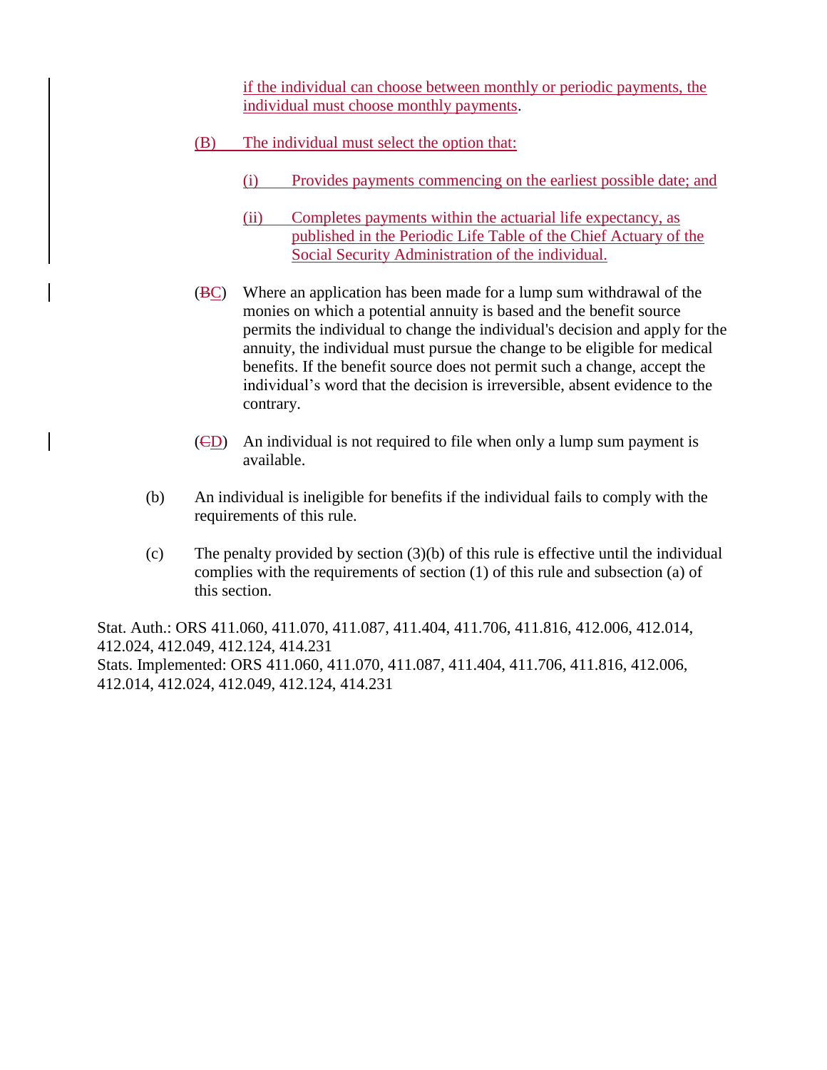if the individual can choose between monthly or periodic payments, the individual must choose monthly payments.

(B) The individual must select the option that:

(i) Provides payments commencing on the earliest possible date; and

(ii) Completes payments within the actuarial life expectancy, as published in the Periodic Life Table of the Chief Actuary of the Social Security Administration of the individual.

(~~B~~C) Where an application has been made for a lump sum withdrawal of the monies on which a potential annuity is based and the benefit source permits the individual to change the individual's decision and apply for the annuity, the individual must pursue the change to be eligible for medical benefits. If the benefit source does not permit such a change, accept the individual's word that the decision is irreversible, absent evidence to the contrary.

(~~C~~D) An individual is not required to file when only a lump sum payment is available.

(b) An individual is ineligible for benefits if the individual fails to comply with the requirements of this rule.

(c) The penalty provided by section (3)(b) of this rule is effective until the individual complies with the requirements of section (1) of this rule and subsection (a) of this section.

Stat. Auth.: ORS 411.060, 411.070, 411.087, 411.404, 411.706, 411.816, 412.006, 412.014, 412.024, 412.049, 412.124, 414.231
Stats. Implemented: ORS 411.060, 411.070, 411.087, 411.404, 411.706, 411.816, 412.006, 412.014, 412.024, 412.049, 412.124, 414.231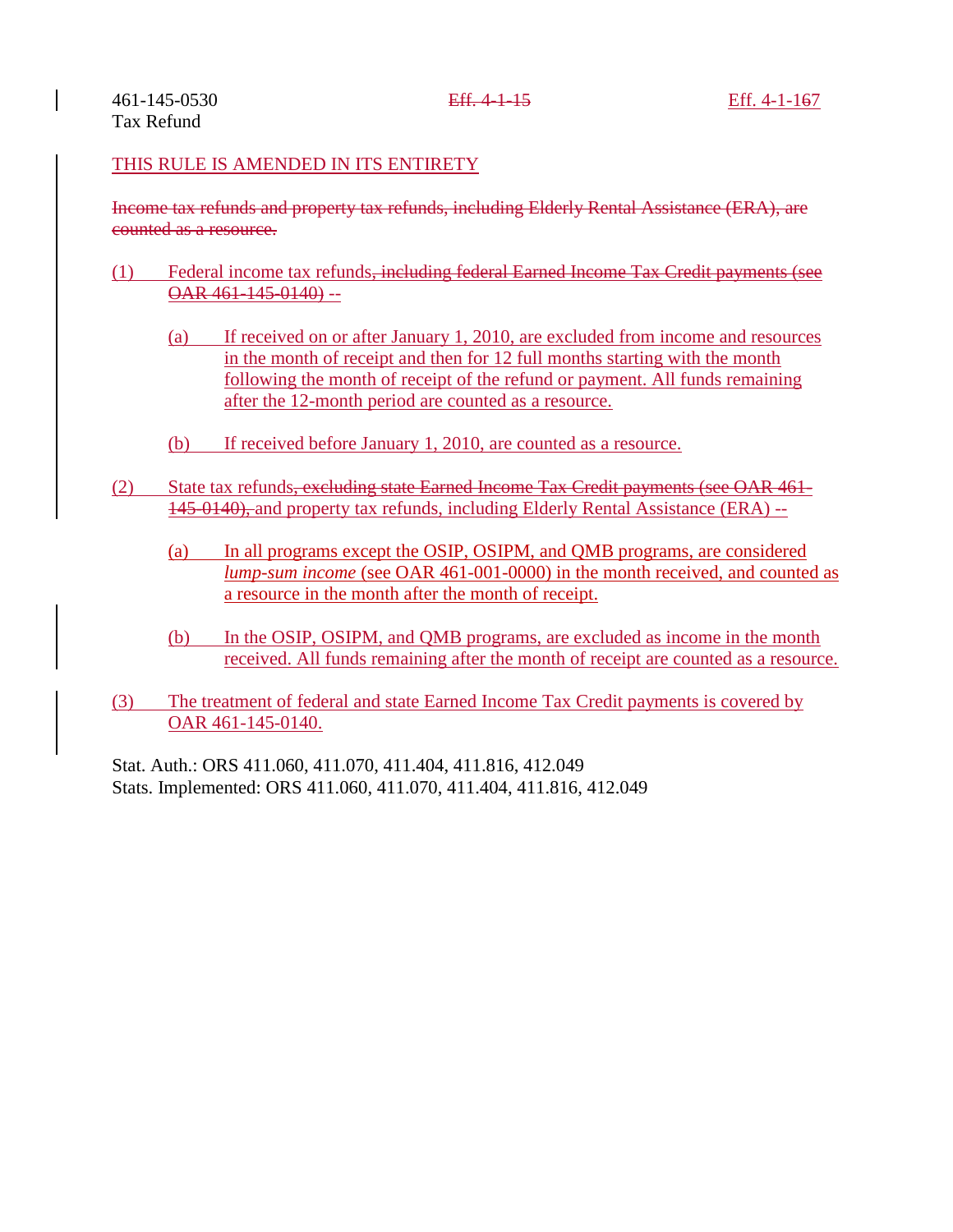461-145-0530 ~~Eff. 4-1-15~~ Eff. 4-1-167
Tax Refund

THIS RULE IS AMENDED IN ITS ENTIRETY

~~Income tax refunds and property tax refunds, including Elderly Rental Assistance (ERA), are counted as a resource.~~

(1) Federal income tax refunds~~, including federal Earned Income Tax Credit payments (see OAR 461-145-0140) --~~

(a) If received on or after January 1, 2010, are excluded from income and resources in the month of receipt and then for 12 full months starting with the month following the month of receipt of the refund or payment. All funds remaining after the 12-month period are counted as a resource.

(b) If received before January 1, 2010, are counted as a resource.

(2) State tax refunds~~, excluding state Earned Income Tax Credit payments (see OAR 461-145-0140),~~ and property tax refunds, including Elderly Rental Assistance (ERA) --

(a) In all programs except the OSIP, OSIPM, and QMB programs, are considered *lump-sum income* (see OAR 461-001-0000) in the month received, and counted as a resource in the month after the month of receipt.

(b) In the OSIP, OSIPM, and QMB programs, are excluded as income in the month received. All funds remaining after the month of receipt are counted as a resource.

(3) The treatment of federal and state Earned Income Tax Credit payments is covered by OAR 461-145-0140.

Stat. Auth.: ORS 411.060, 411.070, 411.404, 411.816, 412.049
Stats. Implemented: ORS 411.060, 411.070, 411.404, 411.816, 412.049